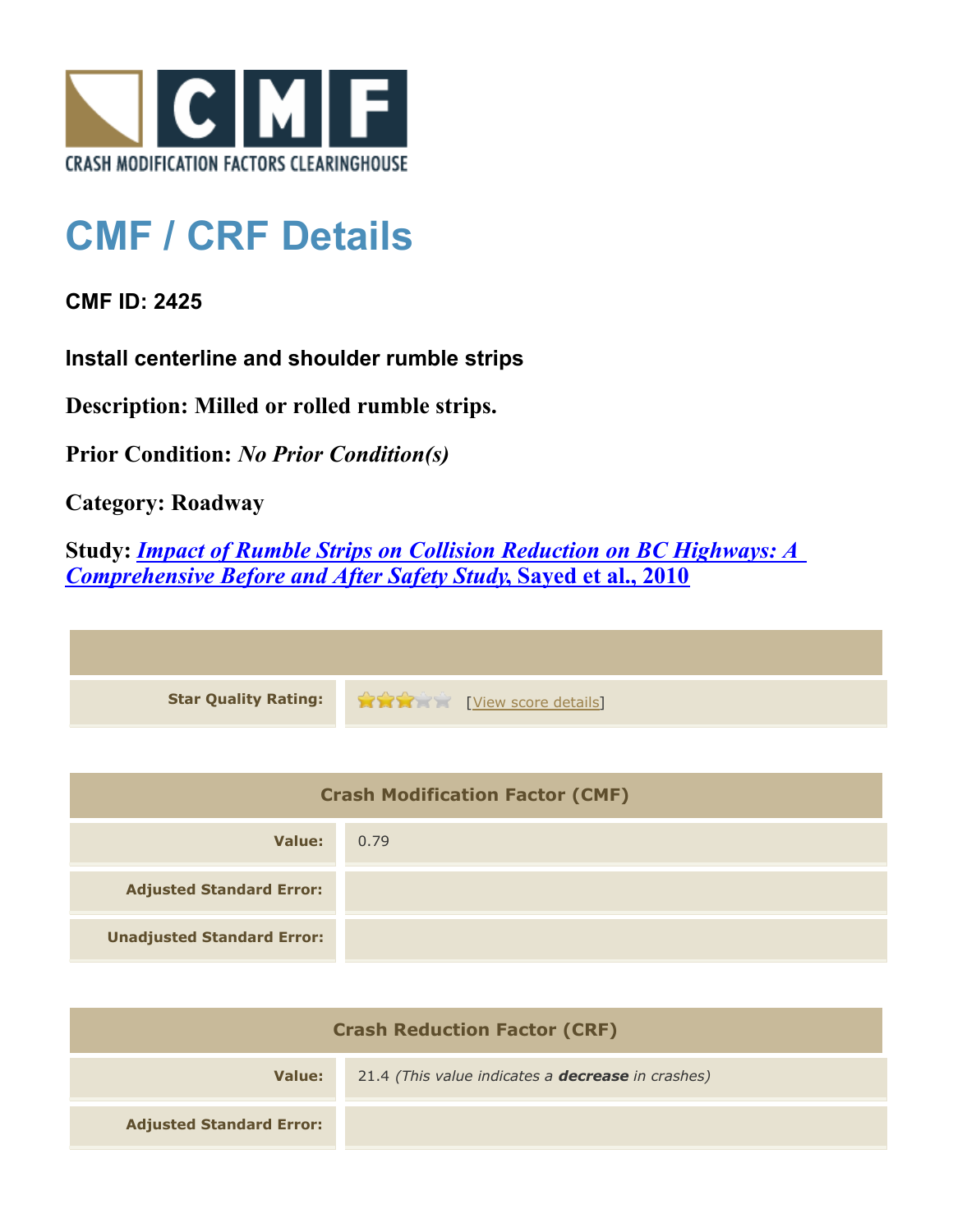CRASH MODIFICATION FACTORS CLEARINGHOUSE

# CMF / CRF Details

### CMF ID: 2425

### Install centerline and shoulder rumble strips

**Description: Milled or rolled rumble strips.**

**Prior Condition:** ***No Prior Condition(s)***

**Category: Roadway**

**Study:** ***Impact of Rumble Strips on Collision Reduction on BC Highways: A Comprehensive Before and After Safety Study*****, Sayed et al., 2010**

| | |
|---|---|
| **Star Quality Rating:** | 3 of 5 stars [View score details] |

| Crash Modification Factor (CMF) | |
|---|---|
| **Value:** | 0.79 |
| **Adjusted Standard Error:** | |
| **Unadjusted Standard Error:** | |

| Crash Reduction Factor (CRF) | |
|---|---|
| **Value:** | 21.4 *(This value indicates a* ***decrease*** *in crashes)* |
| **Adjusted Standard Error:** | |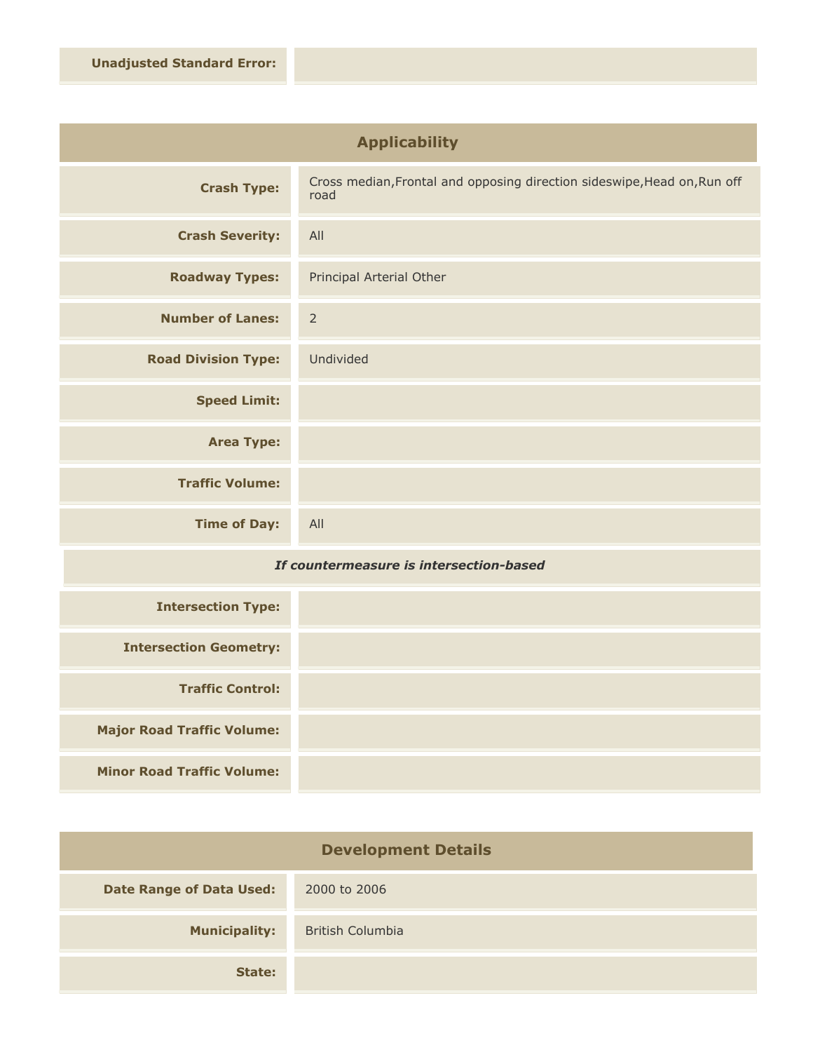| | |
|---|---|
| **Unadjusted Standard Error:** | |

## Applicability

| | |
|---|---|
| **Crash Type:** | Cross median,Frontal and opposing direction sideswipe,Head on,Run off road |
| **Crash Severity:** | All |
| **Roadway Types:** | Principal Arterial Other |
| **Number of Lanes:** | 2 |
| **Road Division Type:** | Undivided |
| **Speed Limit:** | |
| **Area Type:** | |
| **Traffic Volume:** | |
| **Time of Day:** | All |

***If countermeasure is intersection-based***

| | |
|---|---|
| **Intersection Type:** | |
| **Intersection Geometry:** | |
| **Traffic Control:** | |
| **Major Road Traffic Volume:** | |
| **Minor Road Traffic Volume:** | |

## Development Details

| | |
|---|---|
| **Date Range of Data Used:** | 2000 to 2006 |
| **Municipality:** | British Columbia |
| **State:** | |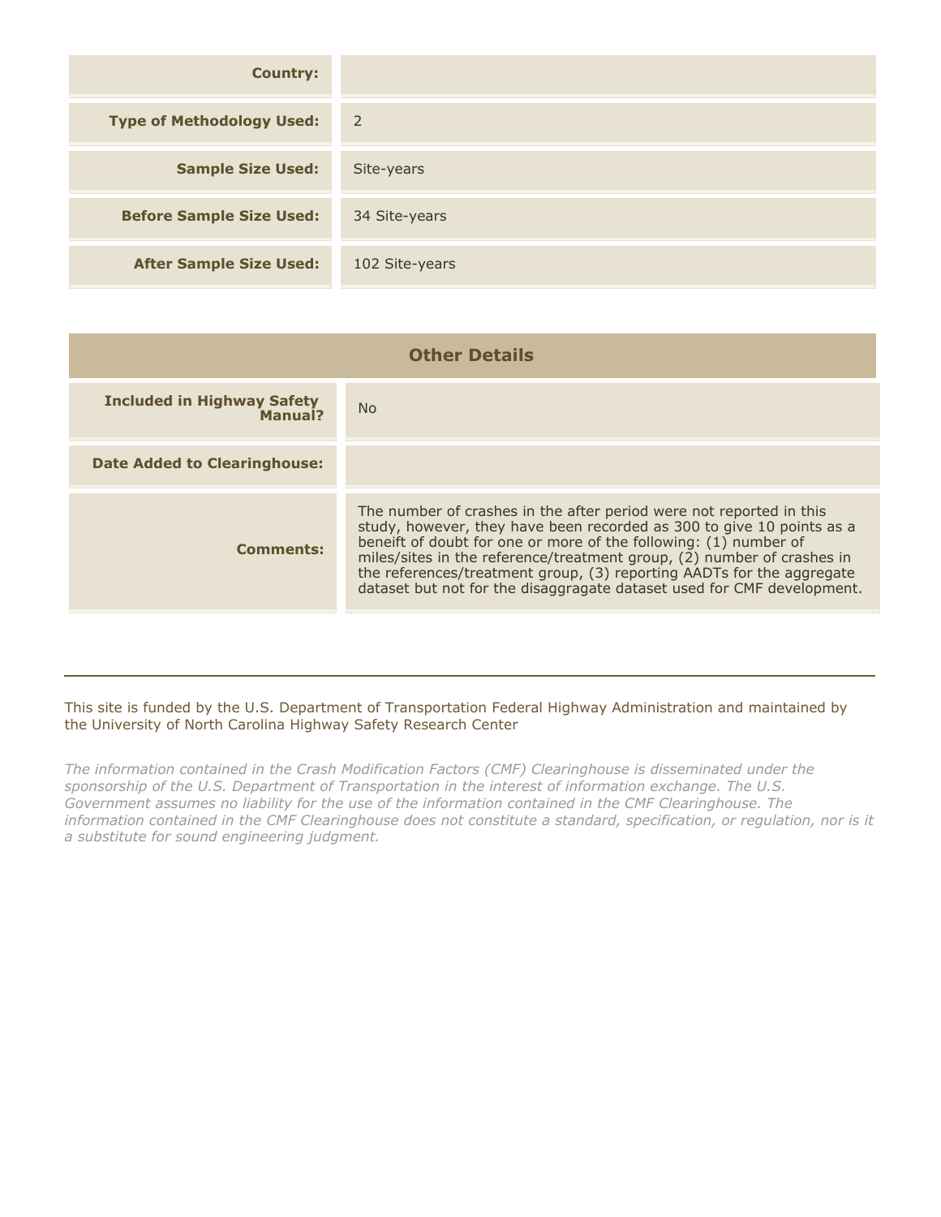| | |
|---|---|
| **Country:** | |
| **Type of Methodology Used:** | 2 |
| **Sample Size Used:** | Site-years |
| **Before Sample Size Used:** | 34 Site-years |
| **After Sample Size Used:** | 102 Site-years |

## Other Details

| | |
|---|---|
| **Included in Highway Safety Manual?** | No |
| **Date Added to Clearinghouse:** | |
| **Comments:** | The number of crashes in the after period were not reported in this study, however, they have been recorded as 300 to give 10 points as a beneit of doubt for one or more of the following: (1) number of miles/sites in the reference/treatment group, (2) number of crashes in the references/treatment group, (3) reporting AADTs for the aggregate dataset but not for the disaggragate dataset used for CMF development. |

---

This site is funded by the U.S. Department of Transportation Federal Highway Administration and maintained by the University of North Carolina Highway Safety Research Center

*The information contained in the Crash Modification Factors (CMF) Clearinghouse is disseminated under the sponsorship of the U.S. Department of Transportation in the interest of information exchange. The U.S. Government assumes no liability for the use of the information contained in the CMF Clearinghouse. The information contained in the CMF Clearinghouse does not constitute a standard, specification, or regulation, nor is it a substitute for sound engineering judgment.*